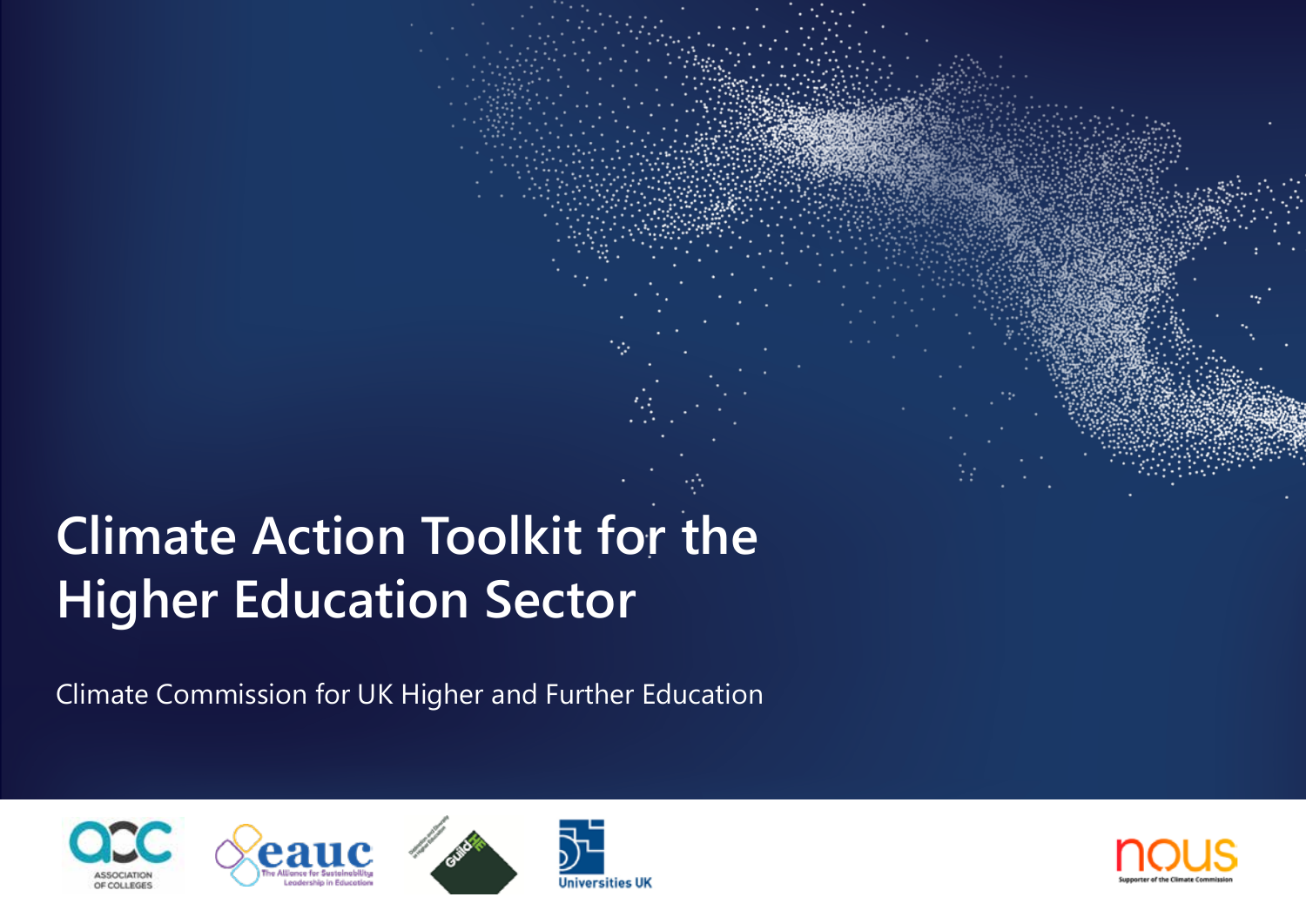# Climate Action Toolkit for the Higher Education Sector

Climate Commission for UK Higher and Further Education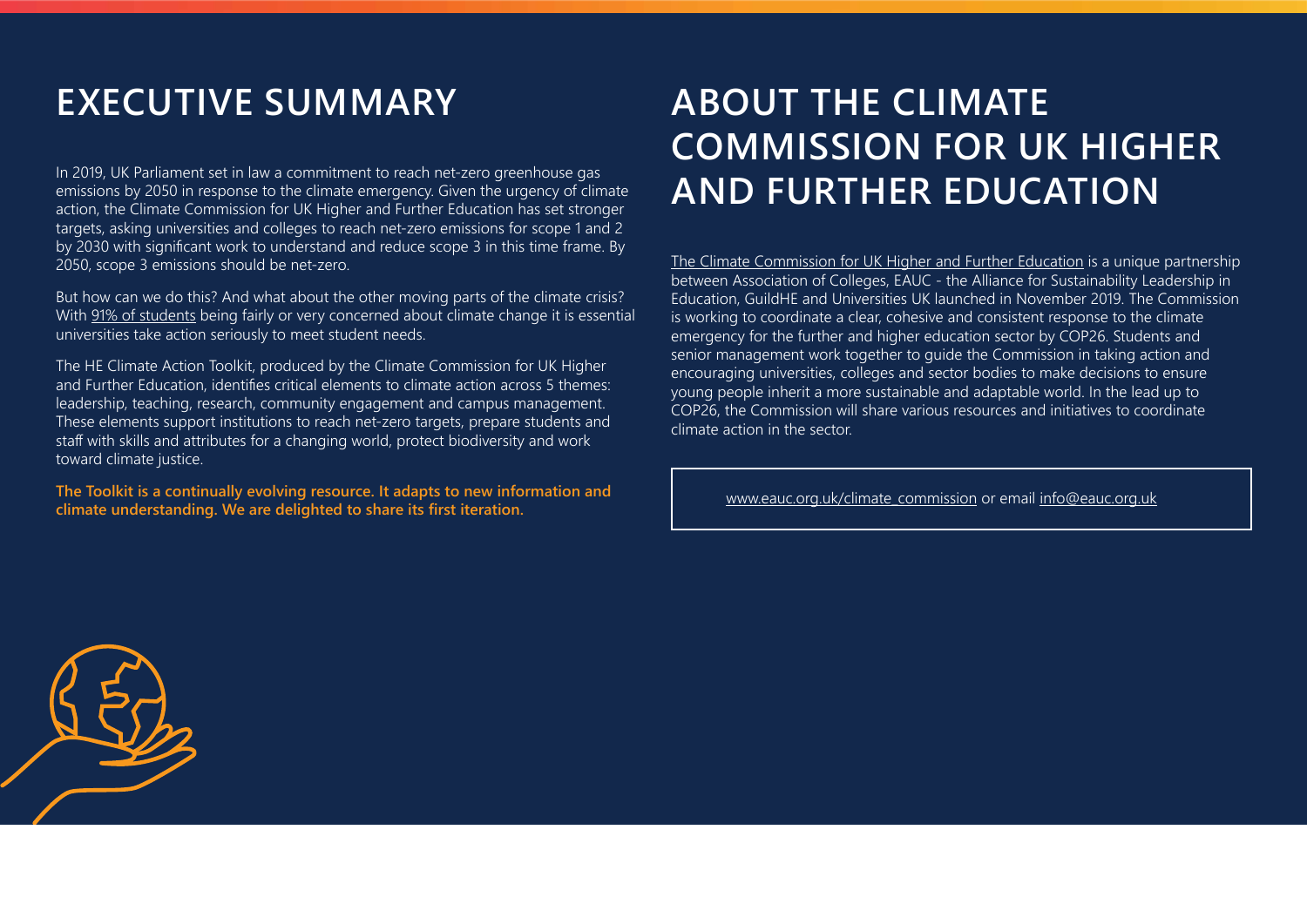# EXECUTIVE SUMMARY

In 2019, UK Parliament set in law a commitment to reach net-zero greenhouse gas emissions by 2050 in response to the climate emergency. Given the urgency of climate action, the Climate Commission for UK Higher and Further Education has set stronger targets, asking universities and colleges to reach net-zero emissions for scope 1 and 2 by 2030 with significant work to understand and reduce scope 3 in this time frame. By 2050, scope 3 emissions should be net-zero.

But how can we do this? And what about the other moving parts of the climate crisis? With 91% of students being fairly or very concerned about climate change it is essential universities take action seriously to meet student needs.

The HE Climate Action Toolkit, produced by the Climate Commission for UK Higher and Further Education, identifies critical elements to climate action across 5 themes: leadership, teaching, research, community engagement and campus management. These elements support institutions to reach net-zero targets, prepare students and staff with skills and attributes for a changing world, protect biodiversity and work toward climate justice.

**The Toolkit is a continually evolving resource. It adapts to new information and climate understanding. We are delighted to share its first iteration.**

# ABOUT THE CLIMATE COMMISSION FOR UK HIGHER AND FURTHER EDUCATION

The Climate Commission for UK Higher and Further Education is a unique partnership between Association of Colleges, EAUC - the Alliance for Sustainability Leadership in Education, GuildHE and Universities UK launched in November 2019. The Commission is working to coordinate a clear, cohesive and consistent response to the climate emergency for the further and higher education sector by COP26. Students and senior management work together to guide the Commission in taking action and encouraging universities, colleges and sector bodies to make decisions to ensure young people inherit a more sustainable and adaptable world. In the lead up to COP26, the Commission will share various resources and initiatives to coordinate climate action in the sector.

www.eauc.org.uk/climate_commission or email info@eauc.org.uk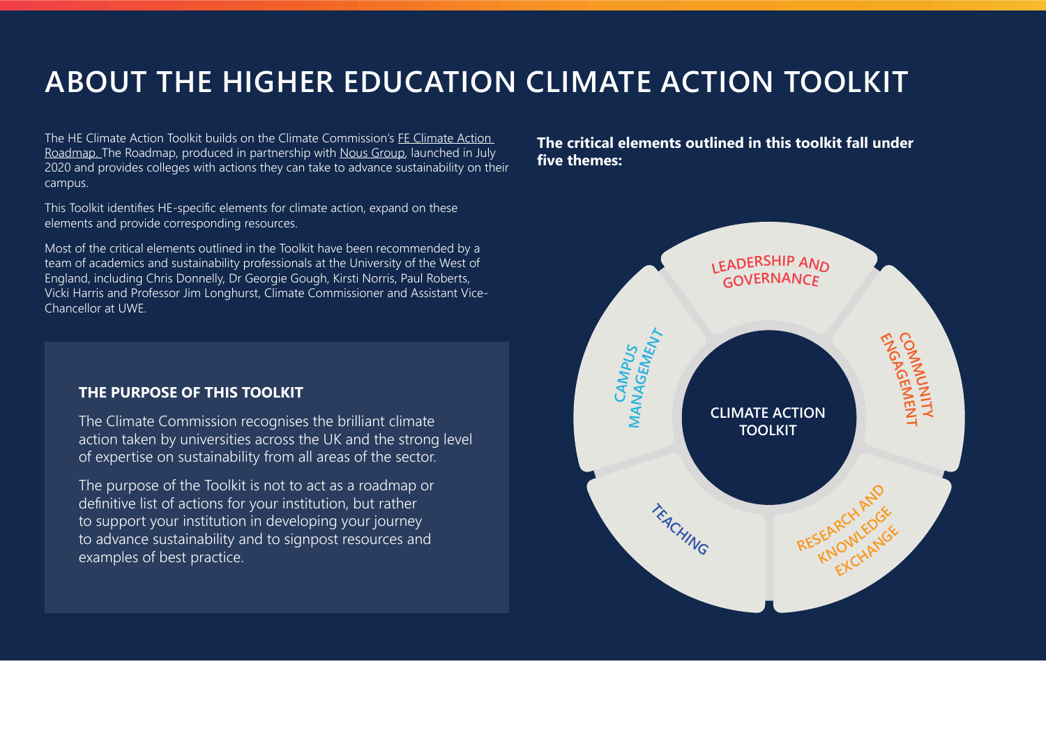# ABOUT THE HIGHER EDUCATION CLIMATE ACTION TOOLKIT

The HE Climate Action Toolkit builds on the Climate Commission's FE Climate Action Roadmap. The Roadmap, produced in partnership with Nous Group, launched in July 2020 and provides colleges with actions they can take to advance sustainability on their campus.

This Toolkit identifies HE-specific elements for climate action, expand on these elements and provide corresponding resources.

Most of the critical elements outlined in the Toolkit have been recommended by a team of academics and sustainability professionals at the University of the West of England, including Chris Donnelly, Dr Georgie Gough, Kirsti Norris, Paul Roberts, Vicki Harris and Professor Jim Longhurst, Climate Commissioner and Assistant Vice-Chancellor at UWE.

### THE PURPOSE OF THIS TOOLKIT

The Climate Commission recognises the brilliant climate action taken by universities across the UK and the strong level of expertise on sustainability from all areas of the sector.

The purpose of the Toolkit is not to act as a roadmap or definitive list of actions for your institution, but rather to support your institution in developing your journey to advance sustainability and to signpost resources and examples of best practice.

**The critical elements outlined in this toolkit fall under five themes:**

**CLIMATE ACTION TOOLKIT**

- LEADERSHIP AND GOVERNANCE
- COMMUNITY ENGAGEMENT
- RESEARCH AND KNOWLEDGE EXCHANGE
- TEACHING
- CAMPUS MANAGEMENT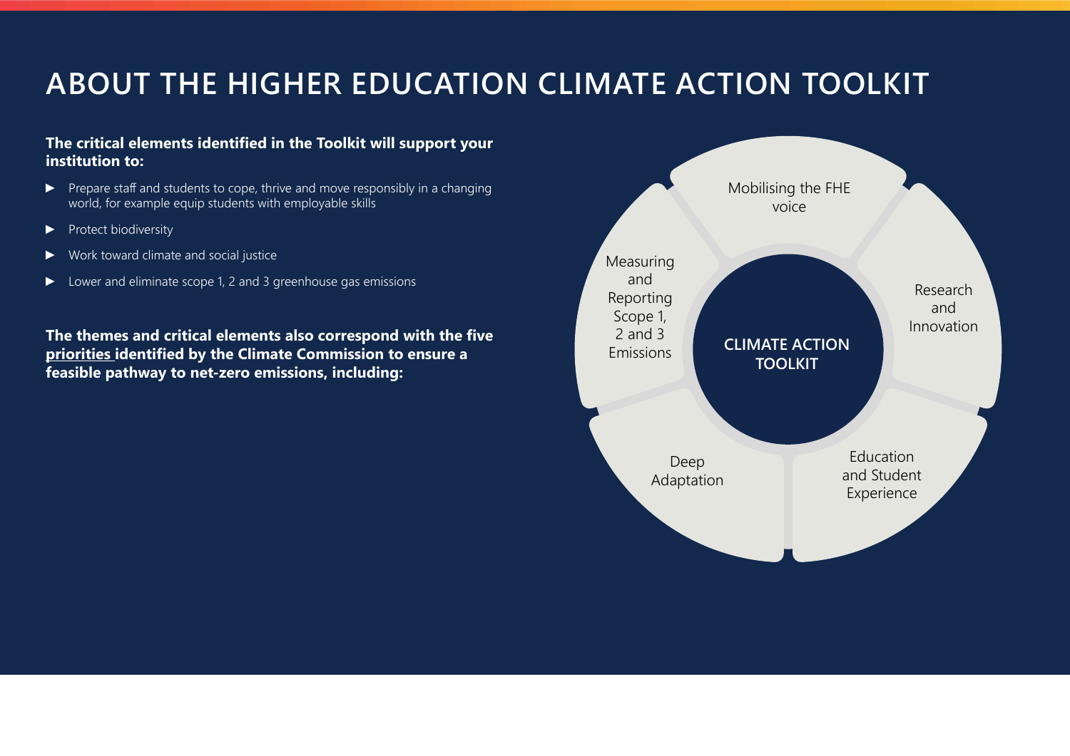# ABOUT THE HIGHER EDUCATION CLIMATE ACTION TOOLKIT

**The critical elements identified in the Toolkit will support your institution to:**

- Prepare staff and students to cope, thrive and move responsibly in a changing world, for example equip students with employable skills
- Protect biodiversity
- Work toward climate and social justice
- Lower and eliminate scope 1, 2 and 3 greenhouse gas emissions

**The themes and critical elements also correspond with the five priorities identified by the Climate Commission to ensure a feasible pathway to net-zero emissions, including:**

**CLIMATE ACTION TOOLKIT**

- Mobilising the FHE voice
- Research and Innovation
- Education and Student Experience
- Deep Adaptation
- Measuring and Reporting Scope 1, 2 and 3 Emissions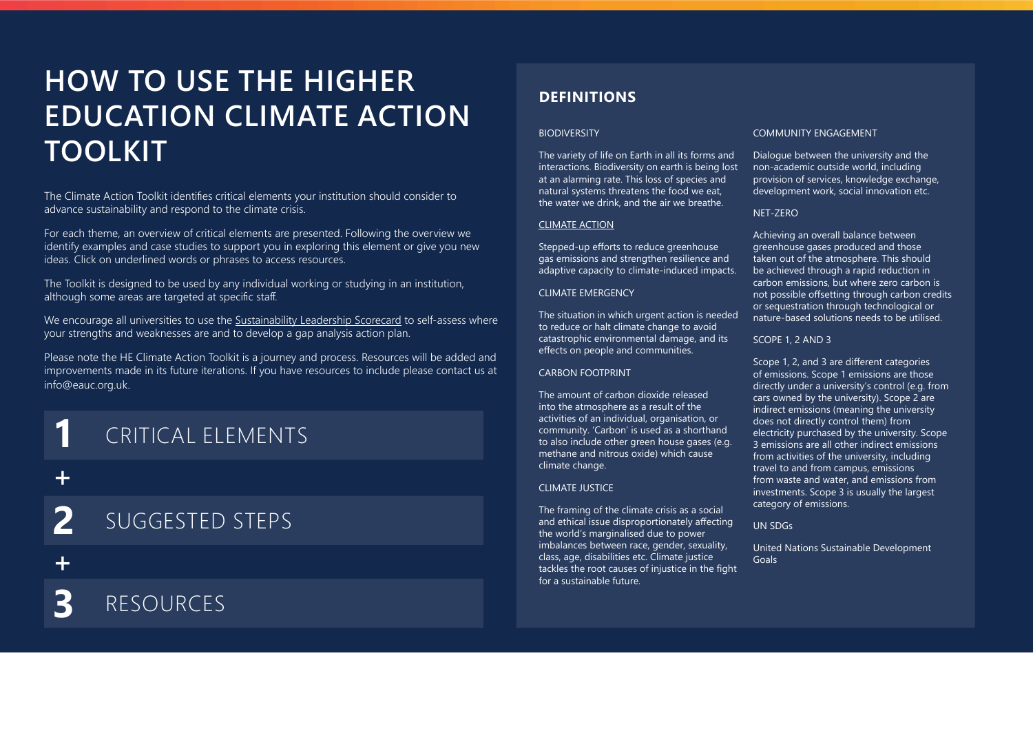# HOW TO USE THE HIGHER EDUCATION CLIMATE ACTION TOOLKIT

The Climate Action Toolkit identifies critical elements your institution should consider to advance sustainability and respond to the climate crisis.

For each theme, an overview of critical elements are presented. Following the overview we identify examples and case studies to support you in exploring this element or give you new ideas. Click on underlined words or phrases to access resources.

The Toolkit is designed to be used by any individual working or studying in an institution, although some areas are targeted at specific staff.

We encourage all universities to use the Sustainability Leadership Scorecard to self-assess where your strengths and weaknesses are and to develop a gap analysis action plan.

Please note the HE Climate Action Toolkit is a journey and process. Resources will be added and improvements made in its future iterations. If you have resources to include please contact us at info@eauc.org.uk.

**1** CRITICAL ELEMENTS

+

**2** SUGGESTED STEPS

+

**3** RESOURCES

## DEFINITIONS

BIODIVERSITY

The variety of life on Earth in all its forms and interactions. Biodiversity on earth is being lost at an alarming rate. This loss of species and natural systems threatens the food we eat, the water we drink, and the air we breathe.

CLIMATE ACTION

Stepped-up efforts to reduce greenhouse gas emissions and strengthen resilience and adaptive capacity to climate-induced impacts.

CLIMATE EMERGENCY

The situation in which urgent action is needed to reduce or halt climate change to avoid catastrophic environmental damage, and its effects on people and communities.

CARBON FOOTPRINT

The amount of carbon dioxide released into the atmosphere as a result of the activities of an individual, organisation, or community. 'Carbon' is used as a shorthand to also include other green house gases (e.g. methane and nitrous oxide) which cause climate change.

CLIMATE JUSTICE

The framing of the climate crisis as a social and ethical issue disproportionately affecting the world's marginalised due to power imbalances between race, gender, sexuality, class, age, disabilities etc. Climate justice tackles the root causes of injustice in the fight for a sustainable future.

COMMUNITY ENGAGEMENT

Dialogue between the university and the non-academic outside world, including provision of services, knowledge exchange, development work, social innovation etc.

NET-ZERO

Achieving an overall balance between greenhouse gases produced and those taken out of the atmosphere. This should be achieved through a rapid reduction in carbon emissions, but where zero carbon is not possible offsetting through carbon credits or sequestration through technological or nature-based solutions needs to be utilised.

SCOPE 1, 2 AND 3

Scope 1, 2, and 3 are different categories of emissions. Scope 1 emissions are those directly under a university's control (e.g. from cars owned by the university). Scope 2 are indirect emissions (meaning the university does not directly control them) from electricity purchased by the university. Scope 3 emissions are all other indirect emissions from activities of the university, including travel to and from campus, emissions from waste and water, and emissions from investments. Scope 3 is usually the largest category of emissions.

UN SDGs

United Nations Sustainable Development Goals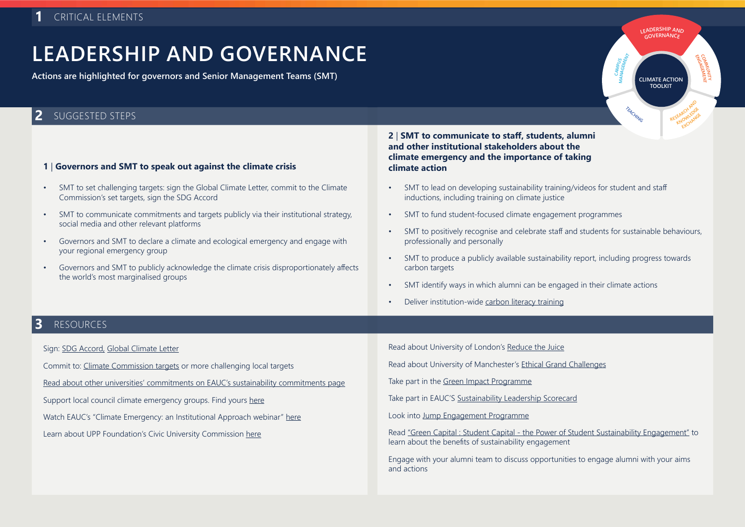## 1 CRITICAL ELEMENTS

# LEADERSHIP AND GOVERNANCE

**Actions are highlighted for governors and Senior Management Teams (SMT)**

## 2 SUGGESTED STEPS

### 1 | Governors and SMT to speak out against the climate crisis

- SMT to set challenging targets: sign the Global Climate Letter, commit to the Climate Commission's set targets, sign the SDG Accord
- SMT to communicate commitments and targets publicly via their institutional strategy, social media and other relevant platforms
- Governors and SMT to declare a climate and ecological emergency and engage with your regional emergency group
- Governors and SMT to publicly acknowledge the climate crisis disproportionately affects the world's most marginalised groups

### 2 | SMT to communicate to staff, students, alumni and other institutional stakeholders about the climate emergency and the importance of taking climate action

- SMT to lead on developing sustainability training/videos for student and staff inductions, including training on climate justice
- SMT to fund student-focused climate engagement programmes
- SMT to positively recognise and celebrate staff and students for sustainable behaviours, professionally and personally
- SMT to produce a publicly available sustainability report, including progress towards carbon targets
- SMT identify ways in which alumni can be engaged in their climate actions
- Deliver institution-wide carbon literacy training

## 3 RESOURCES

Sign: SDG Accord, Global Climate Letter

Commit to: Climate Commission targets or more challenging local targets

Read about other universities' commitments on EAUC's sustainability commitments page

Support local council climate emergency groups. Find yours here

Watch EAUC's "Climate Emergency: an Institutional Approach webinar" here

Learn about UPP Foundation's Civic University Commission here

Read about University of London's Reduce the Juice

Read about University of Manchester's Ethical Grand Challenges

Take part in the Green Impact Programme

Take part in EAUC'S Sustainability Leadership Scorecard

Look into Jump Engagement Programme

Read "Green Capital : Student Capital - the Power of Student Sustainability Engagement" to learn about the benefits of sustainability engagement

Engage with your alumni team to discuss opportunities to engage alumni with your aims and actions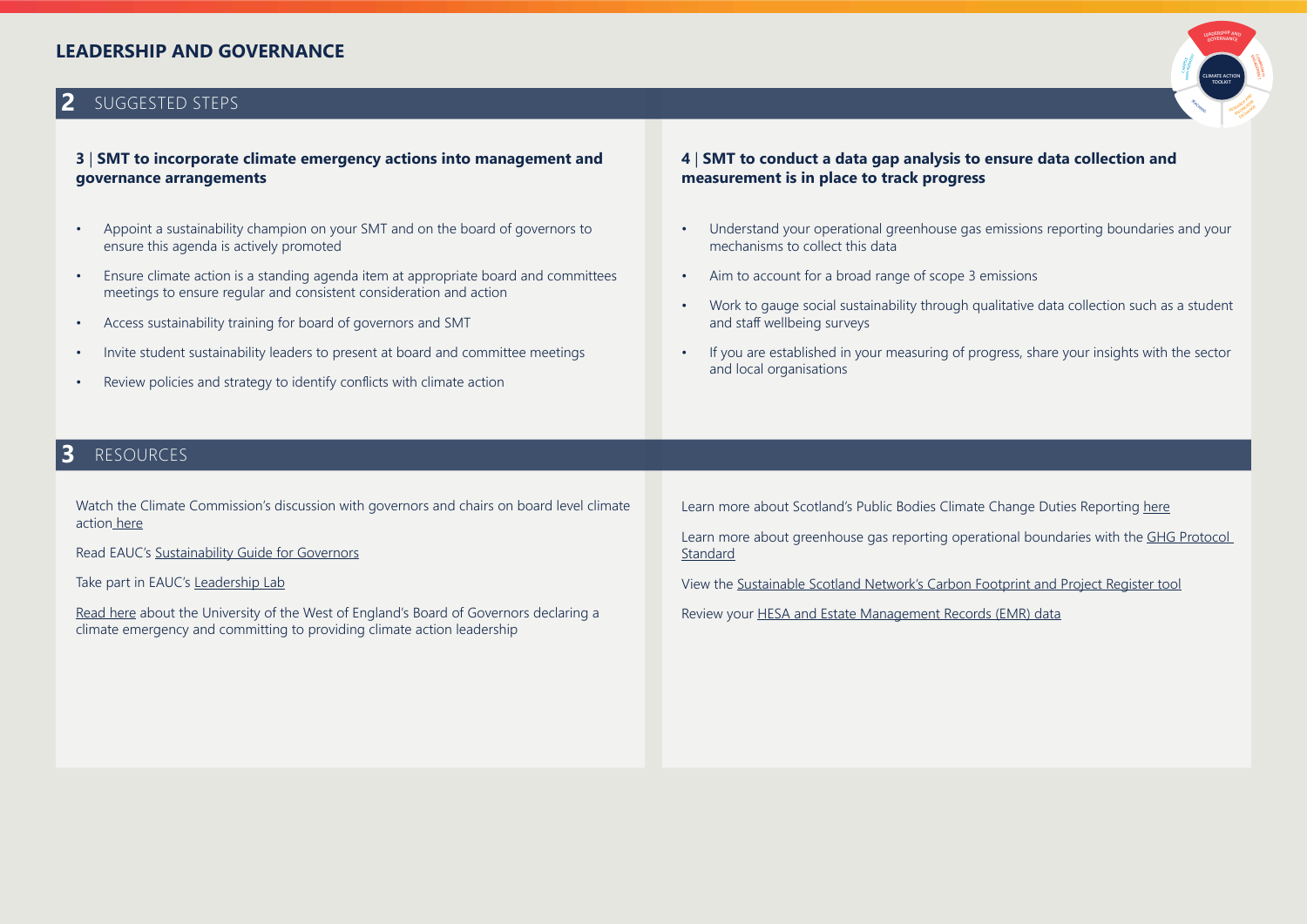# LEADERSHIP AND GOVERNANCE

## 2 SUGGESTED STEPS

### 3 | SMT to incorporate climate emergency actions into management and governance arrangements

- Appoint a sustainability champion on your SMT and on the board of governors to ensure this agenda is actively promoted
- Ensure climate action is a standing agenda item at appropriate board and committees meetings to ensure regular and consistent consideration and action
- Access sustainability training for board of governors and SMT
- Invite student sustainability leaders to present at board and committee meetings
- Review policies and strategy to identify conflicts with climate action

### 4 | SMT to conduct a data gap analysis to ensure data collection and measurement is in place to track progress

- Understand your operational greenhouse gas emissions reporting boundaries and your mechanisms to collect this data
- Aim to account for a broad range of scope 3 emissions
- Work to gauge social sustainability through qualitative data collection such as a student and staff wellbeing surveys
- If you are established in your measuring of progress, share your insights with the sector and local organisations

## 3 RESOURCES

Watch the Climate Commission's discussion with governors and chairs on board level climate action here

Read EAUC's Sustainability Guide for Governors

Take part in EAUC's Leadership Lab

Read here about the University of the West of England's Board of Governors declaring a climate emergency and committing to providing climate action leadership

Learn more about Scotland's Public Bodies Climate Change Duties Reporting here

Learn more about greenhouse gas reporting operational boundaries with the GHG Protocol Standard

View the Sustainable Scotland Network's Carbon Footprint and Project Register tool

Review your HESA and Estate Management Records (EMR) data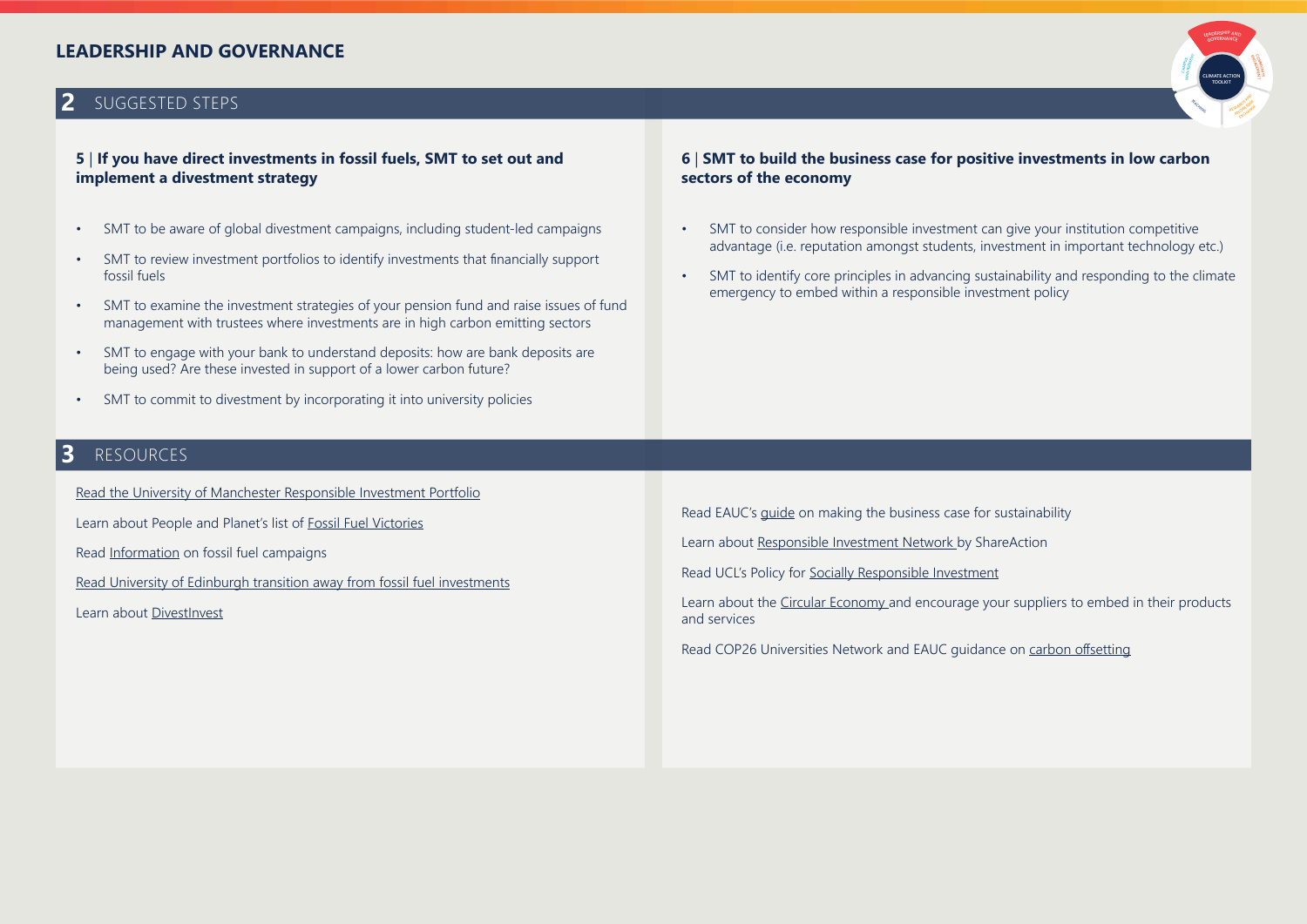# LEADERSHIP AND GOVERNANCE

## 2 SUGGESTED STEPS

### 5 | If you have direct investments in fossil fuels, SMT to set out and implement a divestment strategy

- SMT to be aware of global divestment campaigns, including student-led campaigns
- SMT to review investment portfolios to identify investments that financially support fossil fuels
- SMT to examine the investment strategies of your pension fund and raise issues of fund management with trustees where investments are in high carbon emitting sectors
- SMT to engage with your bank to understand deposits: how are bank deposits are being used? Are these invested in support of a lower carbon future?
- SMT to commit to divestment by incorporating it into university policies

### 6 | SMT to build the business case for positive investments in low carbon sectors of the economy

- SMT to consider how responsible investment can give your institution competitive advantage (i.e. reputation amongst students, investment in important technology etc.)
- SMT to identify core principles in advancing sustainability and responding to the climate emergency to embed within a responsible investment policy

## 3 RESOURCES

Read the University of Manchester Responsible Investment Portfolio

Learn about People and Planet's list of Fossil Fuel Victories

Read Information on fossil fuel campaigns

Read University of Edinburgh transition away from fossil fuel investments

Learn about DivestInvest

Read EAUC's guide on making the business case for sustainability

Learn about Responsible Investment Network by ShareAction

Read UCL's Policy for Socially Responsible Investment

Learn about the Circular Economy and encourage your suppliers to embed in their products and services

Read COP26 Universities Network and EAUC guidance on carbon offsetting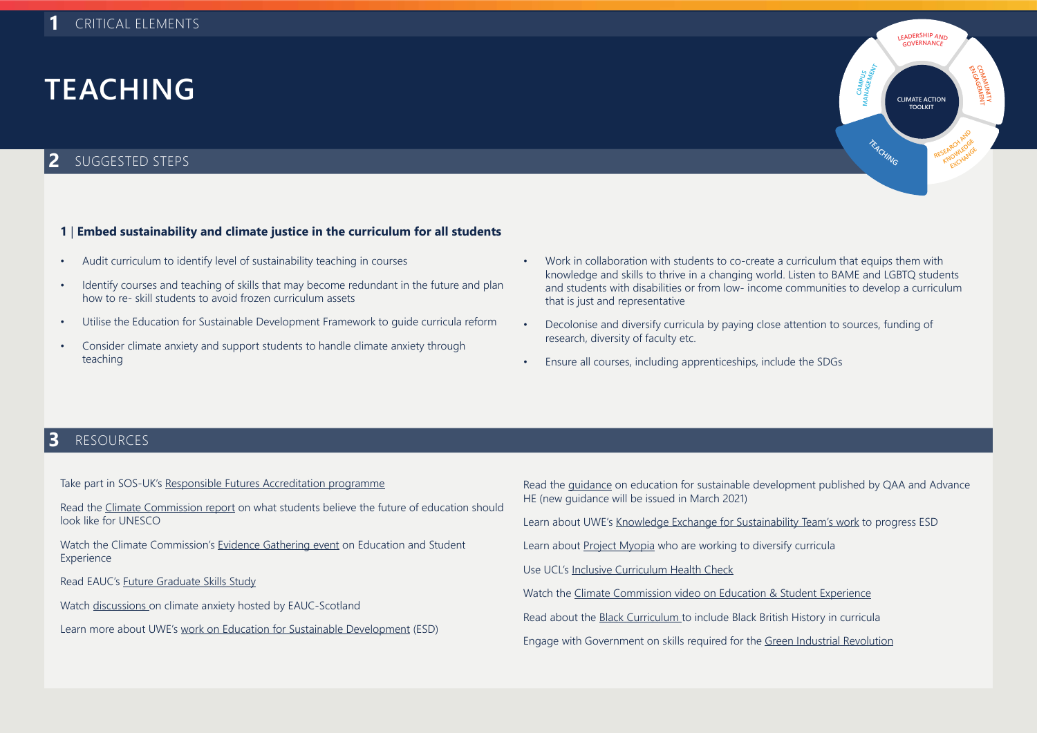## 1 CRITICAL ELEMENTS

# TEACHING

## 2 SUGGESTED STEPS

**1 | Embed sustainability and climate justice in the curriculum for all students**

- Audit curriculum to identify level of sustainability teaching in courses
- Identify courses and teaching of skills that may become redundant in the future and plan how to re- skill students to avoid frozen curriculum assets
- Utilise the Education for Sustainable Development Framework to guide curricula reform
- Consider climate anxiety and support students to handle climate anxiety through teaching
- Work in collaboration with students to co-create a curriculum that equips them with knowledge and skills to thrive in a changing world. Listen to BAME and LGBTQ students and students with disabilities or from low- income communities to develop a curriculum that is just and representative
- Decolonise and diversify curricula by paying close attention to sources, funding of research, diversity of faculty etc.
- Ensure all courses, including apprenticeships, include the SDGs

## 3 RESOURCES

Take part in SOS-UK's Responsible Futures Accreditation programme

Read the Climate Commission report on what students believe the future of education should look like for UNESCO

Watch the Climate Commission's Evidence Gathering event on Education and Student Experience

Read EAUC's Future Graduate Skills Study

Watch discussions on climate anxiety hosted by EAUC-Scotland

Learn more about UWE's work on Education for Sustainable Development (ESD)

Read the guidance on education for sustainable development published by QAA and Advance HE (new guidance will be issued in March 2021)

Learn about UWE's Knowledge Exchange for Sustainability Team's work to progress ESD

Learn about Project Myopia who are working to diversify curricula

Use UCL's Inclusive Curriculum Health Check

Watch the Climate Commission video on Education & Student Experience

Read about the Black Curriculum to include Black British History in curricula

Engage with Government on skills required for the Green Industrial Revolution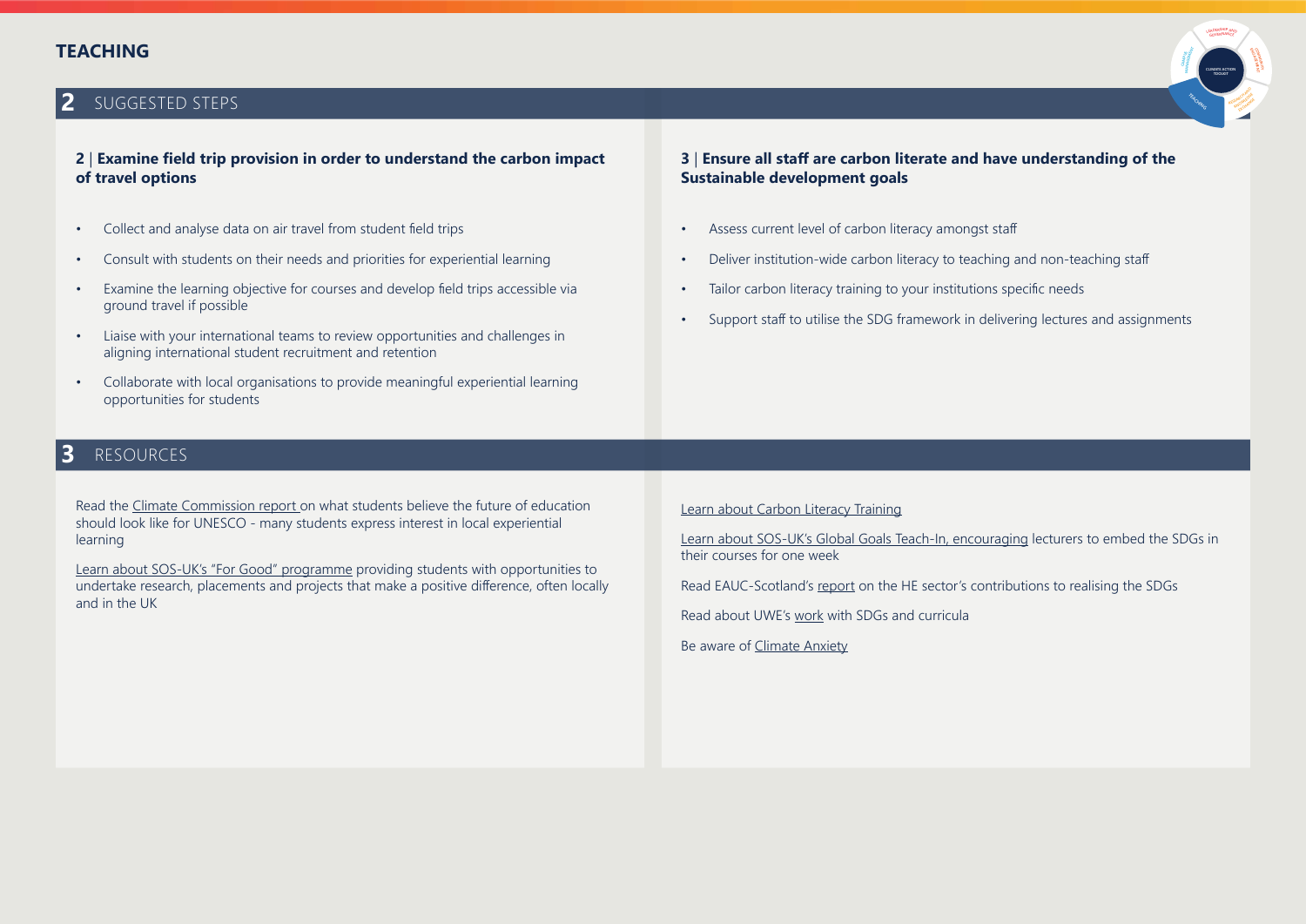# TEACHING

## 2 SUGGESTED STEPS

### 2 | Examine field trip provision in order to understand the carbon impact of travel options

- Collect and analyse data on air travel from student field trips
- Consult with students on their needs and priorities for experiential learning
- Examine the learning objective for courses and develop field trips accessible via ground travel if possible
- Liaise with your international teams to review opportunities and challenges in aligning international student recruitment and retention
- Collaborate with local organisations to provide meaningful experiential learning opportunities for students

### 3 | Ensure all staff are carbon literate and have understanding of the Sustainable development goals

- Assess current level of carbon literacy amongst staff
- Deliver institution-wide carbon literacy to teaching and non-teaching staff
- Tailor carbon literacy training to your institutions specific needs
- Support staff to utilise the SDG framework in delivering lectures and assignments

## 3 RESOURCES

Read the Climate Commission report on what students believe the future of education should look like for UNESCO - many students express interest in local experiential learning

Learn about SOS-UK's "For Good" programme providing students with opportunities to undertake research, placements and projects that make a positive difference, often locally and in the UK

Learn about Carbon Literacy Training

Learn about SOS-UK's Global Goals Teach-In, encouraging lecturers to embed the SDGs in their courses for one week

Read EAUC-Scotland's report on the HE sector's contributions to realising the SDGs

Read about UWE's work with SDGs and curricula

Be aware of Climate Anxiety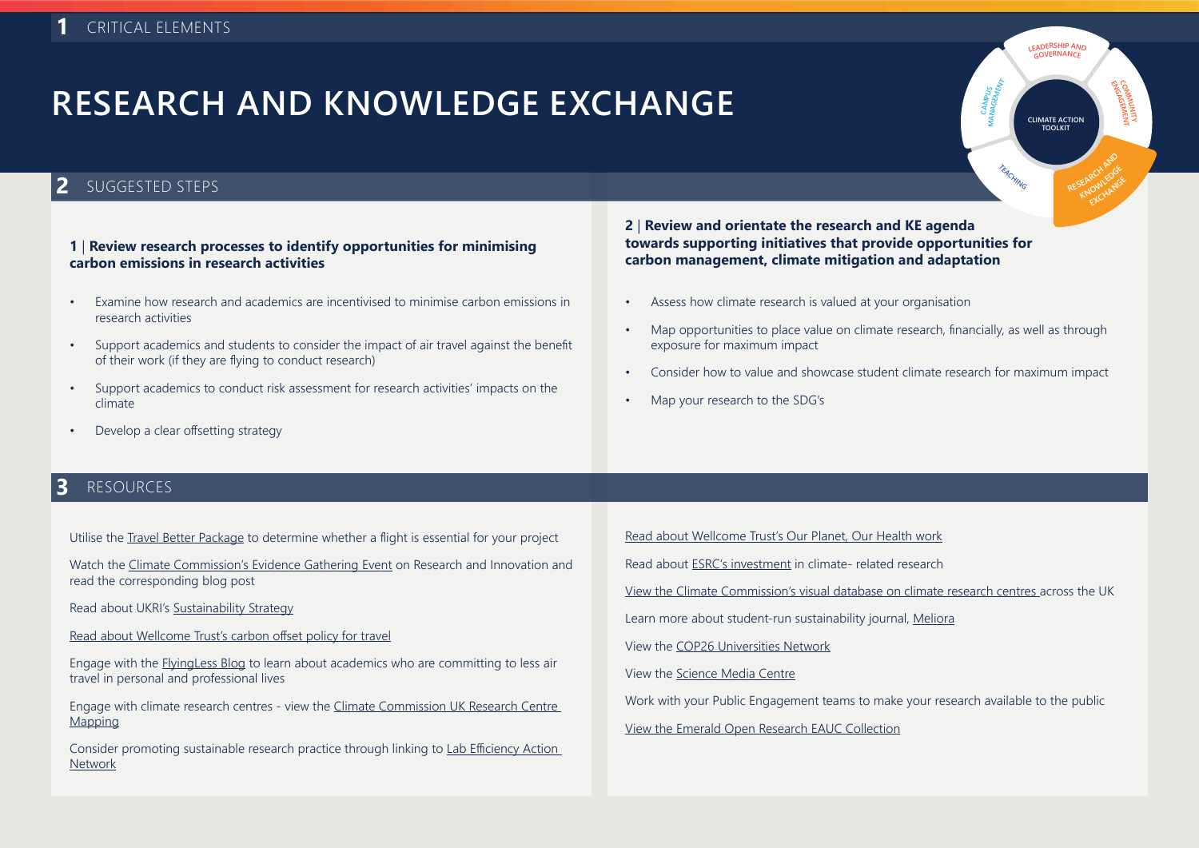## 1 CRITICAL ELEMENTS

# RESEARCH AND KNOWLEDGE EXCHANGE

## 2 SUGGESTED STEPS

### 1 | Review research processes to identify opportunities for minimising carbon emissions in research activities

- Examine how research and academics are incentivised to minimise carbon emissions in research activities
- Support academics and students to consider the impact of air travel against the benefit of their work (if they are flying to conduct research)
- Support academics to conduct risk assessment for research activities' impacts on the climate
- Develop a clear offsetting strategy

### 2 | Review and orientate the research and KE agenda towards supporting initiatives that provide opportunities for carbon management, climate mitigation and adaptation

- Assess how climate research is valued at your organisation
- Map opportunities to place value on climate research, financially, as well as through exposure for maximum impact
- Consider how to value and showcase student climate research for maximum impact
- Map your research to the SDG's

## 3 RESOURCES

Utilise the Travel Better Package to determine whether a flight is essential for your project

Watch the Climate Commission's Evidence Gathering Event on Research and Innovation and read the corresponding blog post

Read about UKRI's Sustainability Strategy

Read about Wellcome Trust's carbon offset policy for travel

Engage with the FlyingLess Blog to learn about academics who are committing to less air travel in personal and professional lives

Engage with climate research centres - view the Climate Commission UK Research Centre Mapping

Consider promoting sustainable research practice through linking to Lab Efficiency Action Network

Read about Wellcome Trust's Our Planet, Our Health work

Read about ESRC's investment in climate- related research

View the Climate Commission's visual database on climate research centres across the UK

Learn more about student-run sustainability journal, Meliora

View the COP26 Universities Network

View the Science Media Centre

Work with your Public Engagement teams to make your research available to the public

View the Emerald Open Research EAUC Collection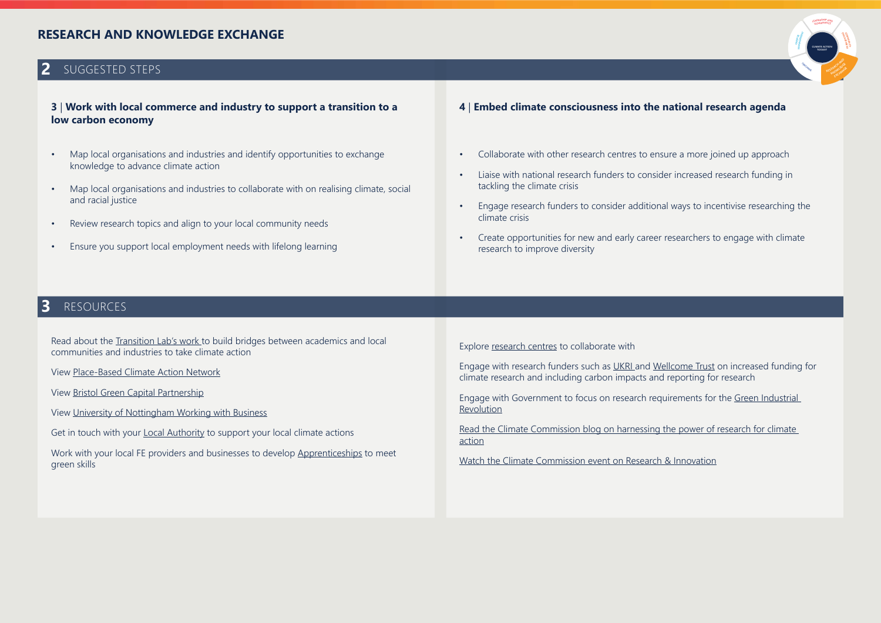# RESEARCH AND KNOWLEDGE EXCHANGE

## 2 SUGGESTED STEPS

### 3 | Work with local commerce and industry to support a transition to a low carbon economy

- Map local organisations and industries and identify opportunities to exchange knowledge to advance climate action
- Map local organisations and industries to collaborate with on realising climate, social and racial justice
- Review research topics and align to your local community needs
- Ensure you support local employment needs with lifelong learning

### 4 | Embed climate consciousness into the national research agenda

- Collaborate with other research centres to ensure a more joined up approach
- Liaise with national research funders to consider increased research funding in tackling the climate crisis
- Engage research funders to consider additional ways to incentivise researching the climate crisis
- Create opportunities for new and early career researchers to engage with climate research to improve diversity

## 3 RESOURCES

Read about the Transition Lab's work to build bridges between academics and local communities and industries to take climate action

View Place-Based Climate Action Network

View Bristol Green Capital Partnership

View University of Nottingham Working with Business

Get in touch with your Local Authority to support your local climate actions

Work with your local FE providers and businesses to develop Apprenticeships to meet green skills

Explore research centres to collaborate with

Engage with research funders such as UKRI and Wellcome Trust on increased funding for climate research and including carbon impacts and reporting for research

Engage with Government to focus on research requirements for the Green Industrial Revolution

Read the Climate Commission blog on harnessing the power of research for climate action

Watch the Climate Commission event on Research & Innovation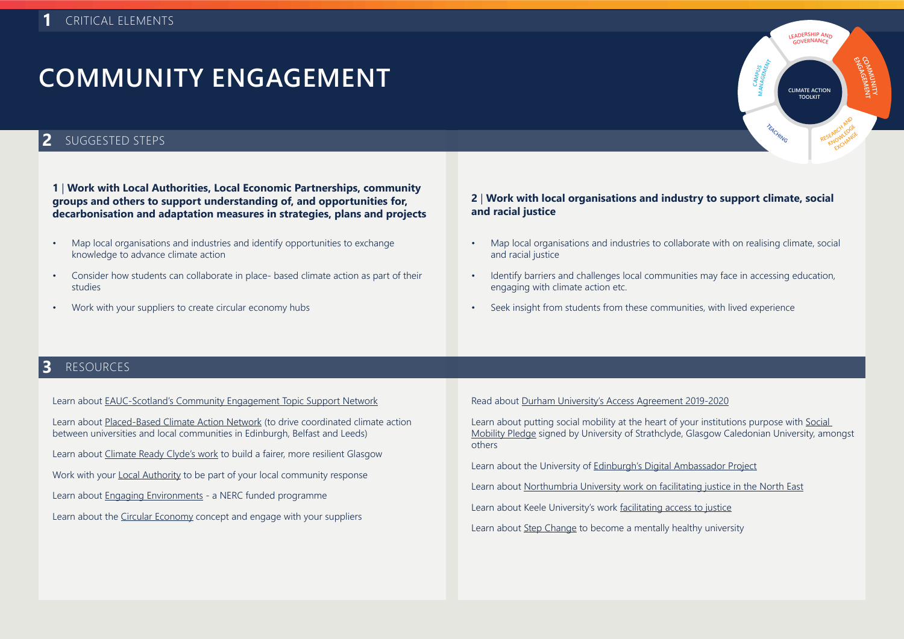1 CRITICAL ELEMENTS

# COMMUNITY ENGAGEMENT

## 2 SUGGESTED STEPS

**1 | Work with Local Authorities, Local Economic Partnerships, community groups and others to support understanding of, and opportunities for, decarbonisation and adaptation measures in strategies, plans and projects**

- Map local organisations and industries and identify opportunities to exchange knowledge to advance climate action
- Consider how students can collaborate in place- based climate action as part of their studies
- Work with your suppliers to create circular economy hubs

**2 | Work with local organisations and industry to support climate, social and racial justice**

- Map local organisations and industries to collaborate with on realising climate, social and racial justice
- Identify barriers and challenges local communities may face in accessing education, engaging with climate action etc.
- Seek insight from students from these communities, with lived experience

## 3 RESOURCES

Learn about EAUC-Scotland's Community Engagement Topic Support Network

Learn about Placed-Based Climate Action Network (to drive coordinated climate action between universities and local communities in Edinburgh, Belfast and Leeds)

Learn about Climate Ready Clyde's work to build a fairer, more resilient Glasgow

Work with your Local Authority to be part of your local community response

Learn about Engaging Environments - a NERC funded programme

Learn about the Circular Economy concept and engage with your suppliers

Read about Durham University's Access Agreement 2019-2020

Learn about putting social mobility at the heart of your institutions purpose with Social Mobility Pledge signed by University of Strathclyde, Glasgow Caledonian University, amongst others

Learn about the University of Edinburgh's Digital Ambassador Project

Learn about Northumbria University work on facilitating justice in the North East

Learn about Keele University's work facilitating access to justice

Learn about Step Change to become a mentally healthy university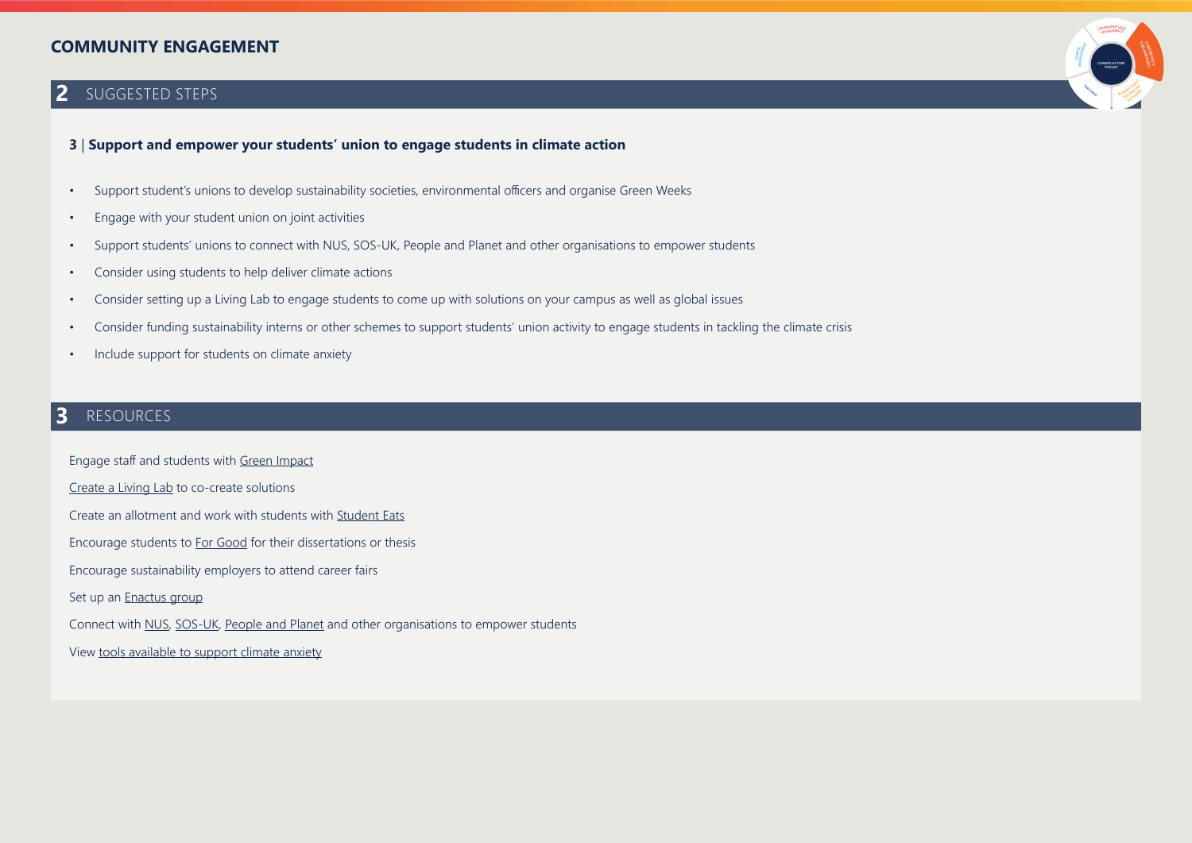# COMMUNITY ENGAGEMENT

## 2 SUGGESTED STEPS

### 3 | Support and empower your students' union to engage students in climate action

- Support student's unions to develop sustainability societies, environmental officers and organise Green Weeks
- Engage with your student union on joint activities
- Support students' unions to connect with NUS, SOS-UK, People and Planet and other organisations to empower students
- Consider using students to help deliver climate actions
- Consider setting up a Living Lab to engage students to come up with solutions on your campus as well as global issues
- Consider funding sustainability interns or other schemes to support students' union activity to engage students in tackling the climate crisis
- Include support for students on climate anxiety

## 3 RESOURCES

Engage staff and students with Green Impact

Create a Living Lab to co-create solutions

Create an allotment and work with students with Student Eats

Encourage students to For Good for their dissertations or thesis

Encourage sustainability employers to attend career fairs

Set up an Enactus group

Connect with NUS, SOS-UK, People and Planet and other organisations to empower students

View tools available to support climate anxiety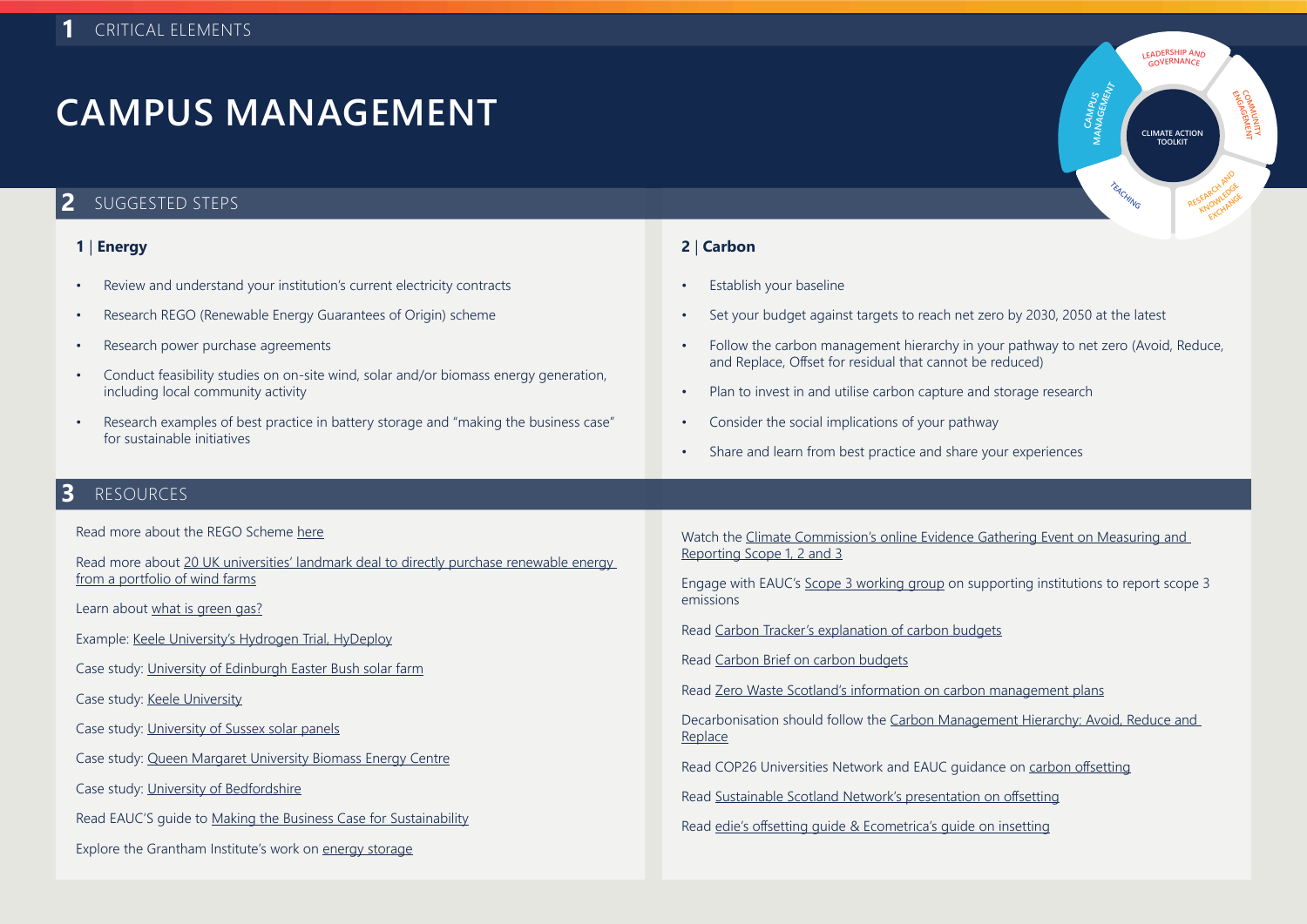## 1 CRITICAL ELEMENTS

# CAMPUS MANAGEMENT

## 2 SUGGESTED STEPS

### 1 | Energy

- Review and understand your institution's current electricity contracts
- Research REGO (Renewable Energy Guarantees of Origin) scheme
- Research power purchase agreements
- Conduct feasibility studies on on-site wind, solar and/or biomass energy generation, including local community activity
- Research examples of best practice in battery storage and "making the business case" for sustainable initiatives

### 2 | Carbon

- Establish your baseline
- Set your budget against targets to reach net zero by 2030, 2050 at the latest
- Follow the carbon management hierarchy in your pathway to net zero (Avoid, Reduce, and Replace, Offset for residual that cannot be reduced)
- Plan to invest in and utilise carbon capture and storage research
- Consider the social implications of your pathway
- Share and learn from best practice and share your experiences

## 3 RESOURCES

Read more about the REGO Scheme here

Read more about 20 UK universities' landmark deal to directly purchase renewable energy from a portfolio of wind farms

Learn about what is green gas?

Example: Keele University's Hydrogen Trial, HyDeploy

Case study: University of Edinburgh Easter Bush solar farm

Case study: Keele University

Case study: University of Sussex solar panels

Case study: Queen Margaret University Biomass Energy Centre

Case study: University of Bedfordshire

Read EAUC'S guide to Making the Business Case for Sustainability

Explore the Grantham Institute's work on energy storage

Watch the Climate Commission's online Evidence Gathering Event on Measuring and Reporting Scope 1, 2 and 3

Engage with EAUC's Scope 3 working group on supporting institutions to report scope 3 emissions

Read Carbon Tracker's explanation of carbon budgets

Read Carbon Brief on carbon budgets

Read Zero Waste Scotland's information on carbon management plans

Decarbonisation should follow the Carbon Management Hierarchy: Avoid, Reduce and Replace

Read COP26 Universities Network and EAUC guidance on carbon offsetting

Read Sustainable Scotland Network's presentation on offsetting

Read edie's offsetting guide & Ecometrica's guide on insetting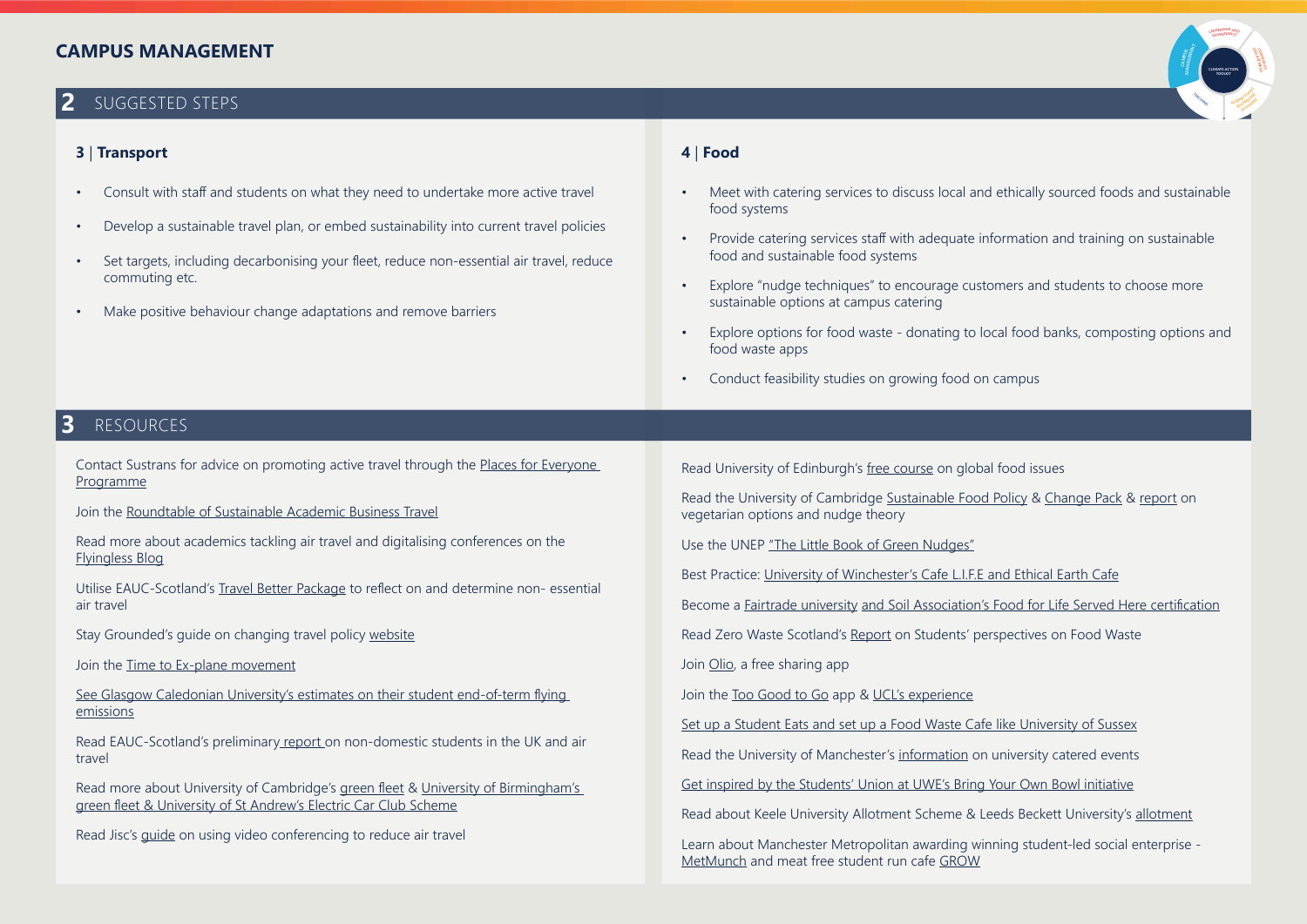# CAMPUS MANAGEMENT

## 2 SUGGESTED STEPS

### 3 | Transport

- Consult with staff and students on what they need to undertake more active travel
- Develop a sustainable travel plan, or embed sustainability into current travel policies
- Set targets, including decarbonising your fleet, reduce non-essential air travel, reduce commuting etc.
- Make positive behaviour change adaptations and remove barriers

### 4 | Food

- Meet with catering services to discuss local and ethically sourced foods and sustainable food systems
- Provide catering services staff with adequate information and training on sustainable food and sustainable food systems
- Explore "nudge techniques" to encourage customers and students to choose more sustainable options at campus catering
- Explore options for food waste - donating to local food banks, composting options and food waste apps
- Conduct feasibility studies on growing food on campus

## 3 RESOURCES

Contact Sustrans for advice on promoting active travel through the Places for Everyone Programme

Join the Roundtable of Sustainable Academic Business Travel

Read more about academics tackling air travel and digitalising conferences on the Flyingless Blog

Utilise EAUC-Scotland's Travel Better Package to reflect on and determine non- essential air travel

Stay Grounded's guide on changing travel policy website

Join the Time to Ex-plane movement

See Glasgow Caledonian University's estimates on their student end-of-term flying emissions

Read EAUC-Scotland's preliminary report on non-domestic students in the UK and air travel

Read more about University of Cambridge's green fleet & University of Birmingham's green fleet & University of St Andrew's Electric Car Club Scheme

Read Jisc's guide on using video conferencing to reduce air travel

Read University of Edinburgh's free course on global food issues

Read the University of Cambridge Sustainable Food Policy & Change Pack & report on vegetarian options and nudge theory

Use the UNEP "The Little Book of Green Nudges"

Best Practice: University of Winchester's Cafe L.I.F.E and Ethical Earth Cafe

Become a Fairtrade university and Soil Association's Food for Life Served Here certification

Read Zero Waste Scotland's Report on Students' perspectives on Food Waste

Join Olio, a free sharing app

Join the Too Good to Go app & UCL's experience

Set up a Student Eats and set up a Food Waste Cafe like University of Sussex

Read the University of Manchester's information on university catered events

Get inspired by the Students' Union at UWE's Bring Your Own Bowl initiative

Read about Keele University Allotment Scheme & Leeds Beckett University's allotment

Learn about Manchester Metropolitan awarding winning student-led social enterprise - MetMunch and meat free student run cafe GROW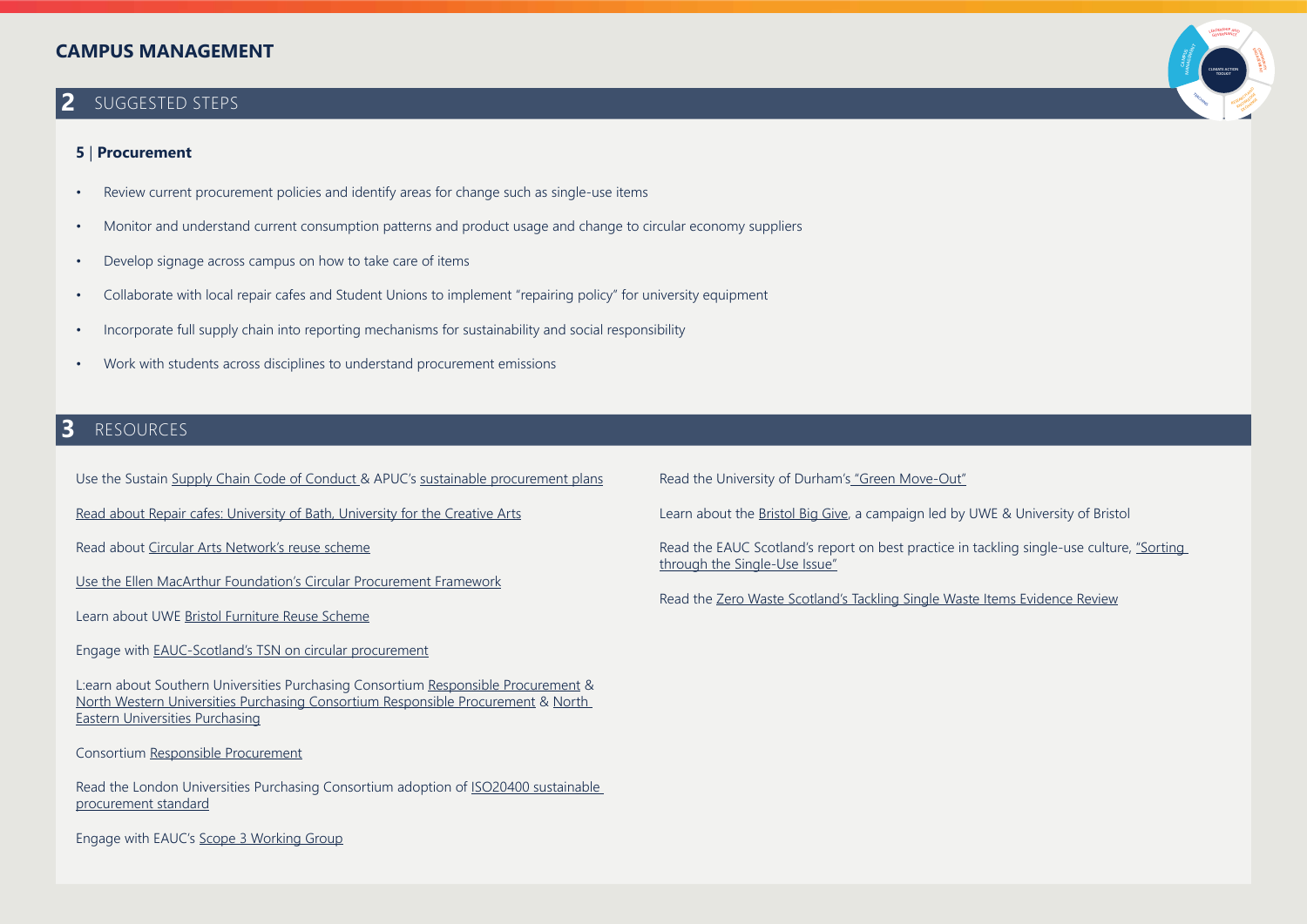# CAMPUS MANAGEMENT

## 2 SUGGESTED STEPS

### 5 | Procurement

- Review current procurement policies and identify areas for change such as single-use items
- Monitor and understand current consumption patterns and product usage and change to circular economy suppliers
- Develop signage across campus on how to take care of items
- Collaborate with local repair cafes and Student Unions to implement "repairing policy" for university equipment
- Incorporate full supply chain into reporting mechanisms for sustainability and social responsibility
- Work with students across disciplines to understand procurement emissions

## 3 RESOURCES

Use the Sustain Supply Chain Code of Conduct & APUC's sustainable procurement plans

Read about Repair cafes: University of Bath, University for the Creative Arts

Read about Circular Arts Network's reuse scheme

Use the Ellen MacArthur Foundation's Circular Procurement Framework

Learn about UWE Bristol Furniture Reuse Scheme

Engage with EAUC-Scotland's TSN on circular procurement

L:earn about Southern Universities Purchasing Consortium Responsible Procurement & North Western Universities Purchasing Consortium Responsible Procurement & North Eastern Universities Purchasing

Consortium Responsible Procurement

Read the London Universities Purchasing Consortium adoption of ISO20400 sustainable procurement standard

Engage with EAUC's Scope 3 Working Group

Read the University of Durham's "Green Move-Out"

Learn about the Bristol Big Give, a campaign led by UWE & University of Bristol

Read the EAUC Scotland's report on best practice in tackling single-use culture, "Sorting through the Single-Use Issue"

Read the Zero Waste Scotland's Tackling Single Waste Items Evidence Review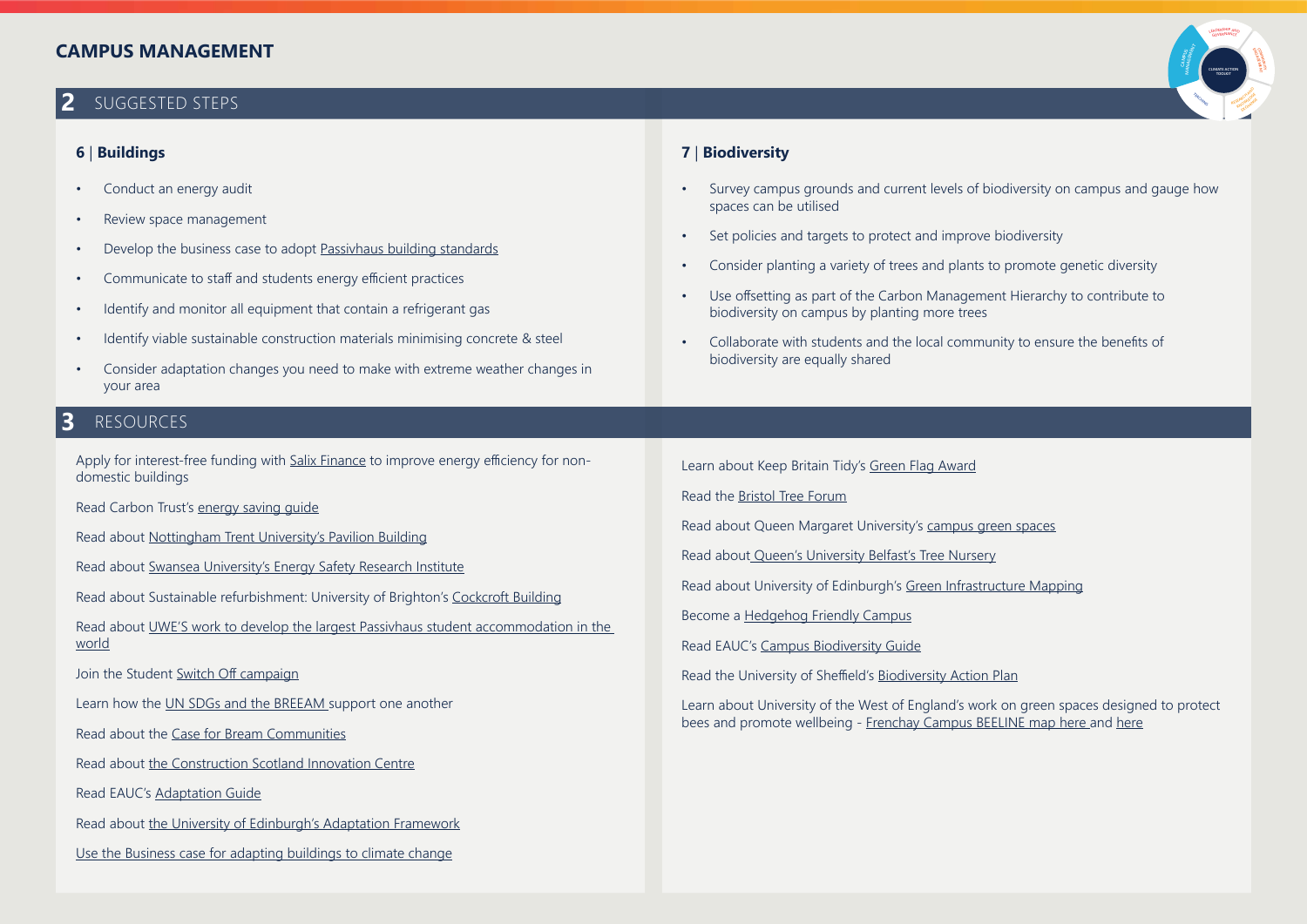# CAMPUS MANAGEMENT

## 2 SUGGESTED STEPS

### 6 | Buildings

- Conduct an energy audit
- Review space management
- Develop the business case to adopt Passivhaus building standards
- Communicate to staff and students energy efficient practices
- Identify and monitor all equipment that contain a refrigerant gas
- Identify viable sustainable construction materials minimising concrete & steel
- Consider adaptation changes you need to make with extreme weather changes in your area

### 7 | Biodiversity

- Survey campus grounds and current levels of biodiversity on campus and gauge how spaces can be utilised
- Set policies and targets to protect and improve biodiversity
- Consider planting a variety of trees and plants to promote genetic diversity
- Use offsetting as part of the Carbon Management Hierarchy to contribute to biodiversity on campus by planting more trees
- Collaborate with students and the local community to ensure the benefits of biodiversity are equally shared

## 3 RESOURCES

Apply for interest-free funding with Salix Finance to improve energy efficiency for non-domestic buildings

Read Carbon Trust's energy saving guide

Read about Nottingham Trent University's Pavilion Building

Read about Swansea University's Energy Safety Research Institute

Read about Sustainable refurbishment: University of Brighton's Cockcroft Building

Read about UWE'S work to develop the largest Passivhaus student accommodation in the world

Join the Student Switch Off campaign

Learn how the UN SDGs and the BREEAM support one another

Read about the Case for Bream Communities

Read about the Construction Scotland Innovation Centre

Read EAUC's Adaptation Guide

Read about the University of Edinburgh's Adaptation Framework

Use the Business case for adapting buildings to climate change

Learn about Keep Britain Tidy's Green Flag Award

Read the Bristol Tree Forum

Read about Queen Margaret University's campus green spaces

Read about Queen's University Belfast's Tree Nursery

Read about University of Edinburgh's Green Infrastructure Mapping

Become a Hedgehog Friendly Campus

Read EAUC's Campus Biodiversity Guide

Read the University of Sheffield's Biodiversity Action Plan

Learn about University of the West of England's work on green spaces designed to protect bees and promote wellbeing - Frenchay Campus BEELINE map here and here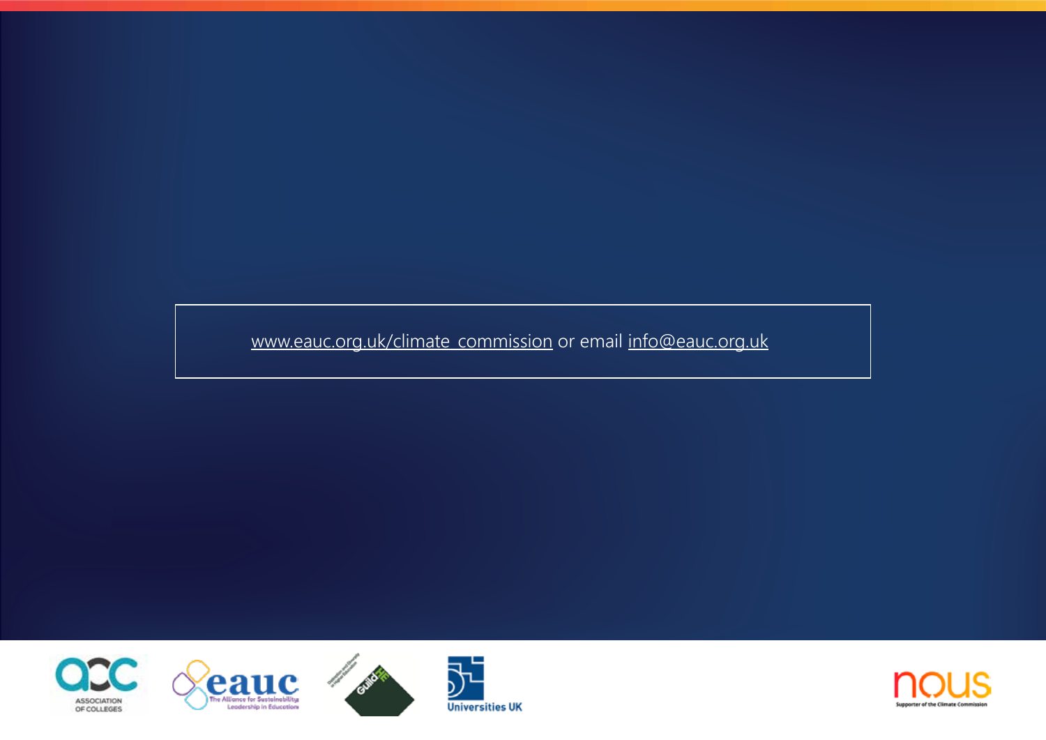www.eauc.org.uk/climate_commission or email info@eauc.org.uk